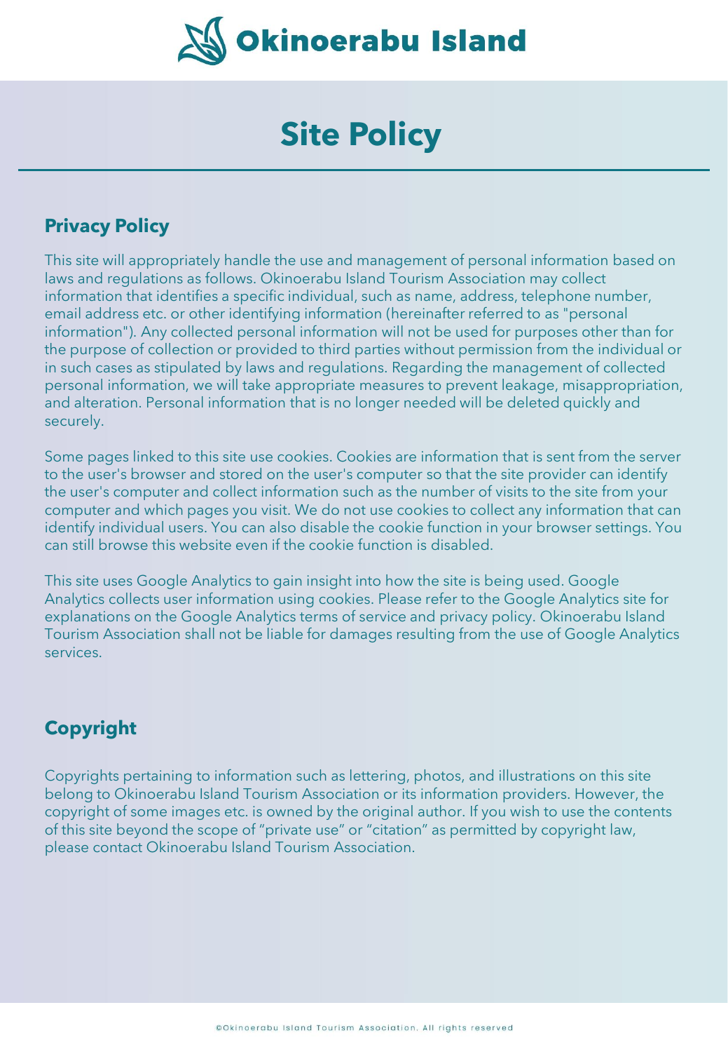Okinoerabu Island

# Site Policy

## Privacy Policy

This site will appropriately handle the use and management of personal information based on laws and regulations as follows. Okinoerabu Island Tourism Association may collect information that identifies a specific individual, such as name, address, telephone number, email address etc. or other identifying information (hereinafter referred to as "personal information"). Any collected personal information will not be used for purposes other than for the purpose of collection or provided to third parties without permission from the individual or in such cases as stipulated by laws and regulations. Regarding the management of collected personal information, we will take appropriate measures to prevent leakage, misappropriation, and alteration. Personal information that is no longer needed will be deleted quickly and securely.

Some pages linked to this site use cookies. Cookies are information that is sent from the server to the user's browser and stored on the user's computer so that the site provider can identify the user's computer and collect information such as the number of visits to the site from your computer and which pages you visit. We do not use cookies to collect any information that can identify individual users. You can also disable the cookie function in your browser settings. You can still browse this website even if the cookie function is disabled.

This site uses Google Analytics to gain insight into how the site is being used. Google Analytics collects user information using cookies. Please refer to the Google Analytics site for explanations on the Google Analytics terms of service and privacy policy. Okinoerabu Island Tourism Association shall not be liable for damages resulting from the use of Google Analytics services.

## Copyright

Copyrights pertaining to information such as lettering, photos, and illustrations on this site belong to Okinoerabu Island Tourism Association or its information providers. However, the copyright of some images etc. is owned by the original author. If you wish to use the contents of this site beyond the scope of “private use” or “citation” as permitted by copyright law, please contact Okinoerabu Island Tourism Association.

©Okinoerabu Island Tourism Association. All rights reserved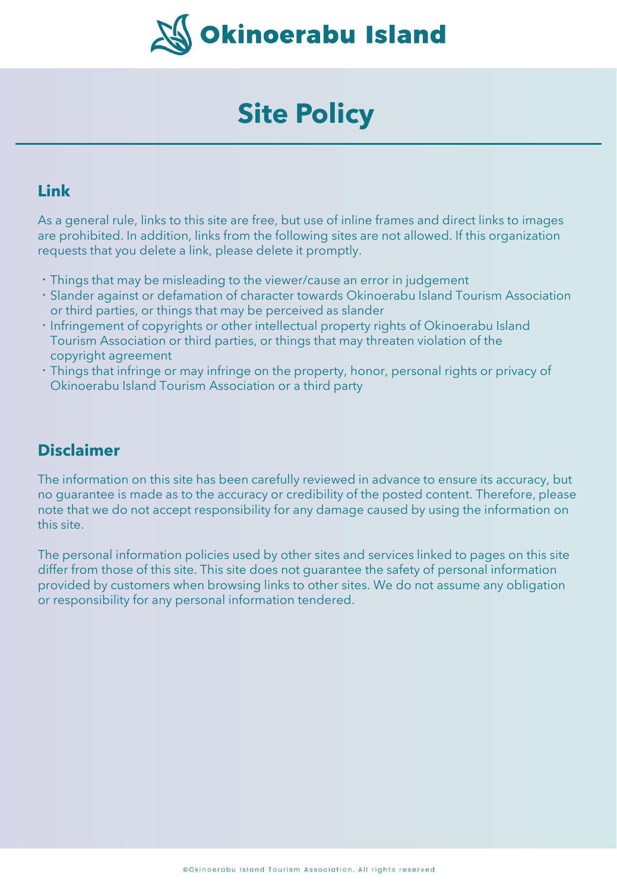Okinoerabu Island

# Site Policy

## Link

As a general rule, links to this site are free, but use of inline frames and direct links to images are prohibited. In addition, links from the following sites are not allowed. If this organization requests that you delete a link, please delete it promptly.

- Things that may be misleading to the viewer/cause an error in judgement
- Slander against or defamation of character towards Okinoerabu Island Tourism Association or third parties, or things that may be perceived as slander
- Infringement of copyrights or other intellectual property rights of Okinoerabu Island Tourism Association or third parties, or things that may threaten violation of the copyright agreement
- Things that infringe or may infringe on the property, honor, personal rights or privacy of Okinoerabu Island Tourism Association or a third party

## Disclaimer

The information on this site has been carefully reviewed in advance to ensure its accuracy, but no guarantee is made as to the accuracy or credibility of the posted content. Therefore, please note that we do not accept responsibility for any damage caused by using the information on this site.

The personal information policies used by other sites and services linked to pages on this site differ from those of this site. This site does not guarantee the safety of personal information provided by customers when browsing links to other sites. We do not assume any obligation or responsibility for any personal information tendered.